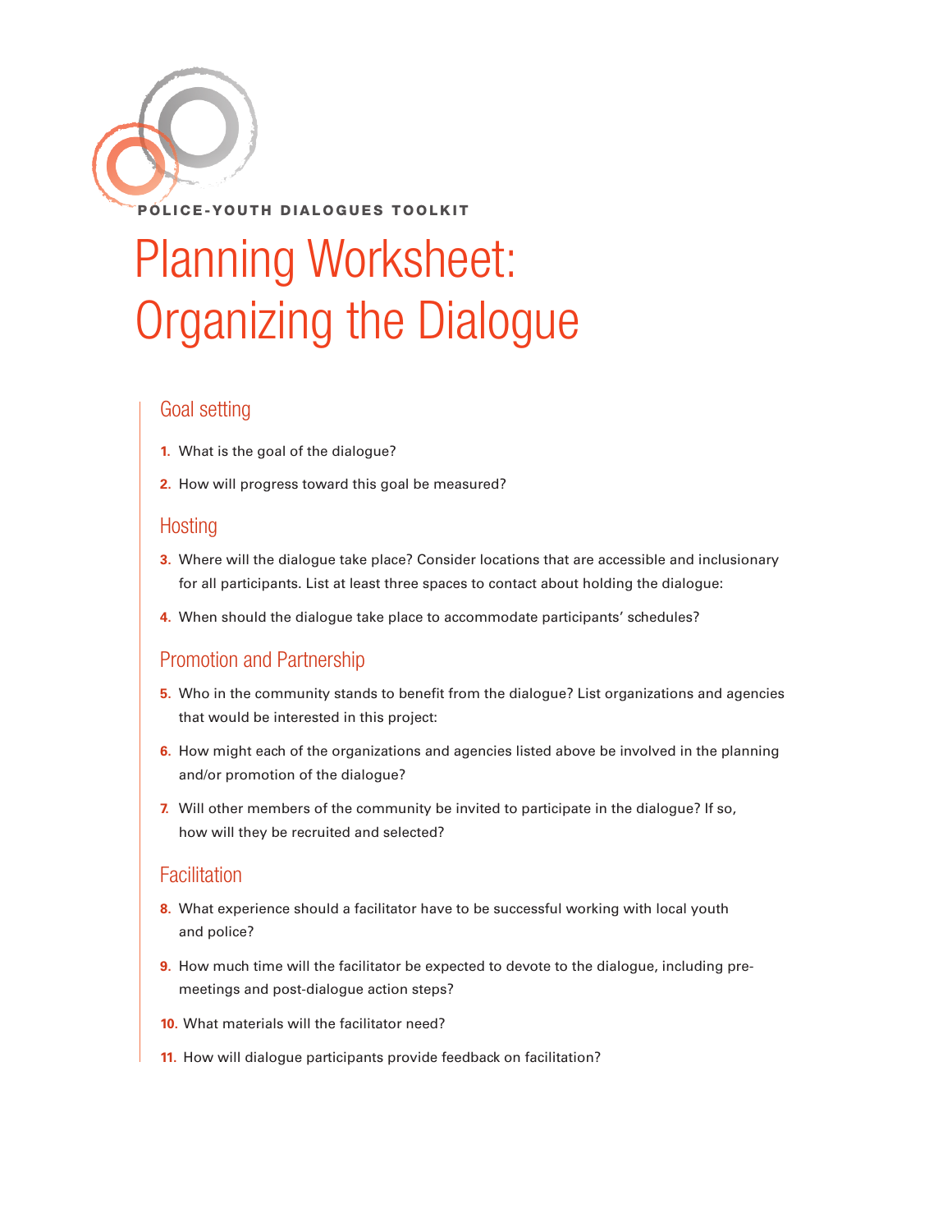POLICE-YOUTH DIALOGUES TOOLKIT

# Planning Worksheet: Organizing the Dialogue

## Goal setting

1. What is the goal of the dialogue?
2. How will progress toward this goal be measured?

## Hosting

3. Where will the dialogue take place? Consider locations that are accessible and inclusionary for all participants. List at least three spaces to contact about holding the dialogue:
4. When should the dialogue take place to accommodate participants' schedules?

## Promotion and Partnership

5. Who in the community stands to benefit from the dialogue? List organizations and agencies that would be interested in this project:
6. How might each of the organizations and agencies listed above be involved in the planning and/or promotion of the dialogue?
7. Will other members of the community be invited to participate in the dialogue? If so, how will they be recruited and selected?

## Facilitation

8. What experience should a facilitator have to be successful working with local youth and police?
9. How much time will the facilitator be expected to devote to the dialogue, including pre-meetings and post-dialogue action steps?
10. What materials will the facilitator need?
11. How will dialogue participants provide feedback on facilitation?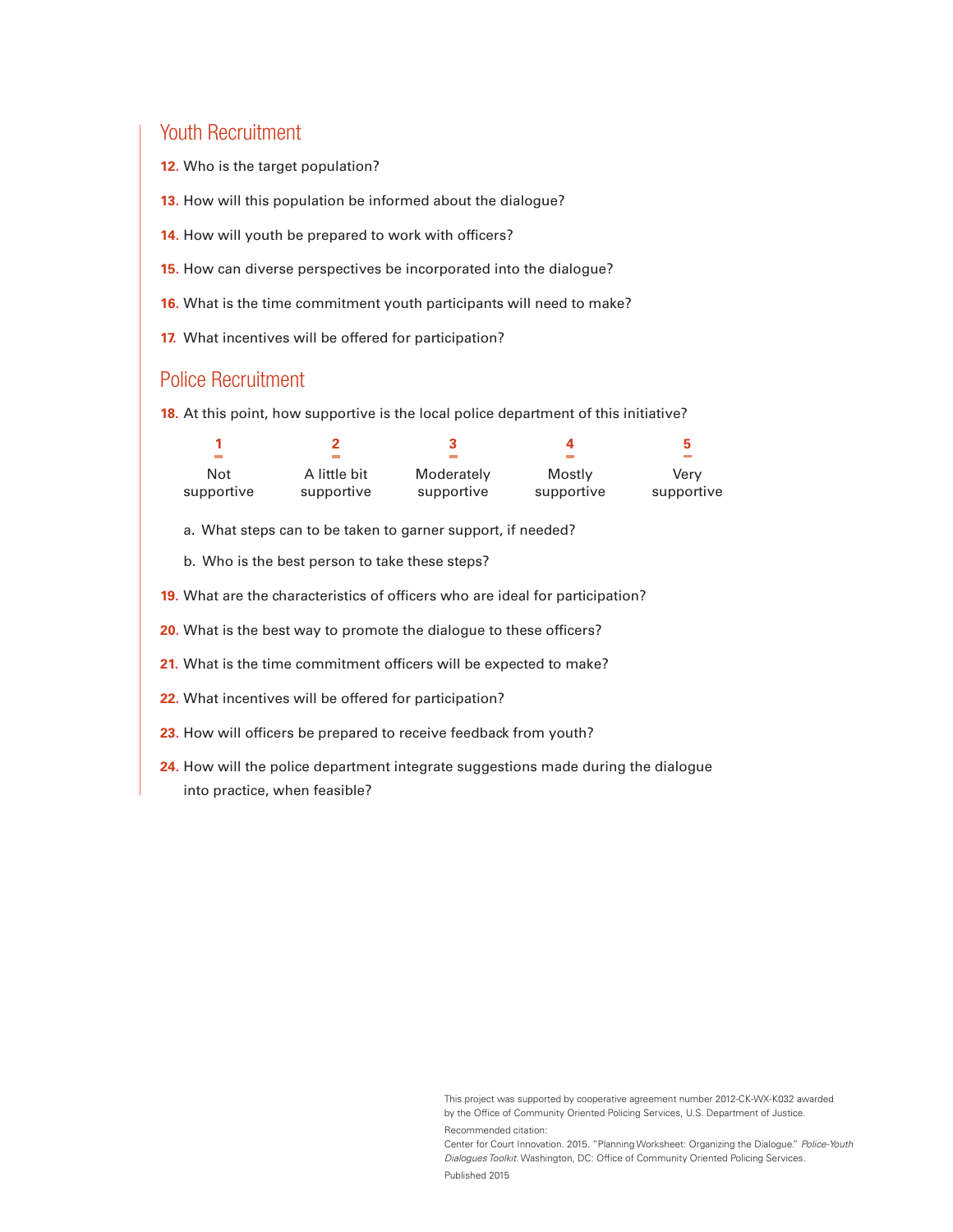## Youth Recruitment

**12.** Who is the target population?

**13.** How will this population be informed about the dialogue?

**14.** How will youth be prepared to work with officers?

**15.** How can diverse perspectives be incorporated into the dialogue?

**16.** What is the time commitment youth participants will need to make?

**17.** What incentives will be offered for participation?

## Police Recruitment

**18.** At this point, how supportive is the local police department of this initiative?

| 1 | 2 | 3 | 4 | 5 |
|---|---|---|---|---|
| Not supportive | A little bit supportive | Moderately supportive | Mostly supportive | Very supportive |

a. What steps can to be taken to garner support, if needed?

b. Who is the best person to take these steps?

**19.** What are the characteristics of officers who are ideal for participation?

**20.** What is the best way to promote the dialogue to these officers?

**21.** What is the time commitment officers will be expected to make?

**22.** What incentives will be offered for participation?

**23.** How will officers be prepared to receive feedback from youth?

**24.** How will the police department integrate suggestions made during the dialogue into practice, when feasible?

This project was supported by cooperative agreement number 2012-CK-WX-K032 awarded by the Office of Community Oriented Policing Services, U.S. Department of Justice.

Recommended citation:

Center for Court Innovation. 2015. "Planning Worksheet: Organizing the Dialogue." *Police-Youth Dialogues Toolkit.* Washington, DC: Office of Community Oriented Policing Services.

Published 2015